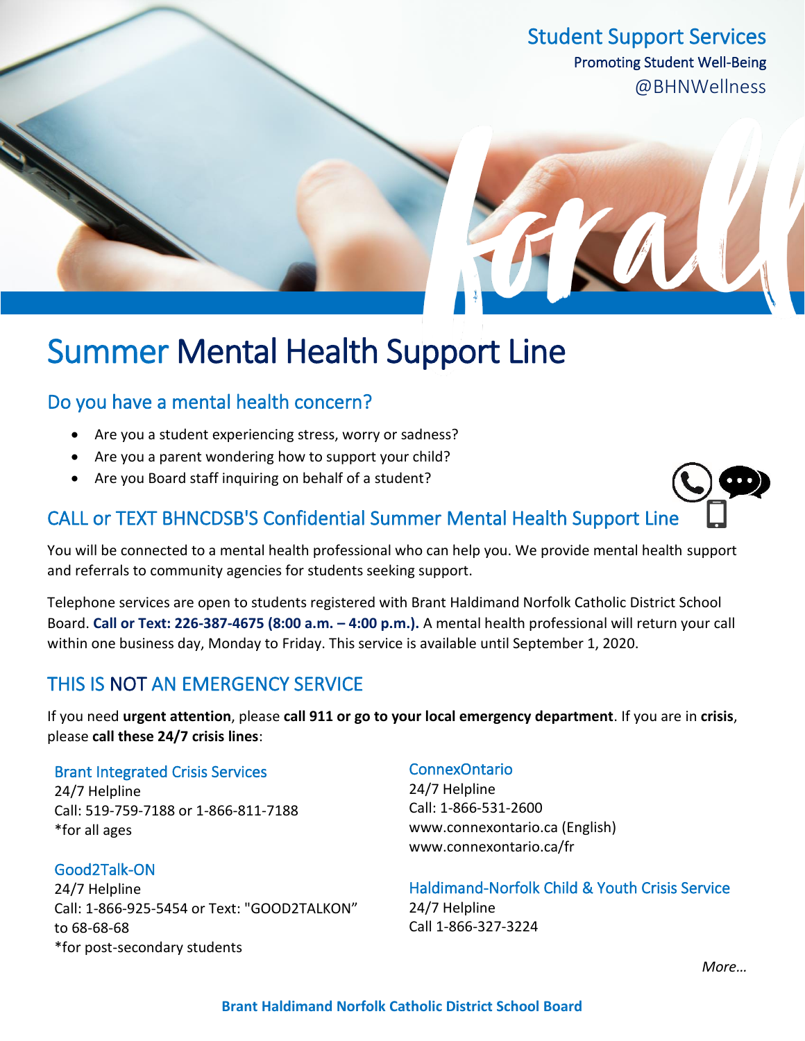Student Support Services

Promoting Student Well-Being

@BHNWellness

# Summer Mental Health Support Line

## Do you have a mental health concern?

- Are you a student experiencing stress, worry or sadness?
- Are you a parent wondering how to support your child?
- Are you Board staff inquiring on behalf of a student?

## CALL or TEXT BHNCDSB'S Confidential Summer Mental Health Support Line

You will be connected to a mental health professional who can help you. We provide mental health support and referrals to community agencies for students seeking support.

Telephone services are open to students registered with Brant Haldimand Norfolk Catholic District School Board. **Call or Text: 226-387-4675 (8:00 a.m. – 4:00 p.m.).** A mental health professional will return your call within one business day, Monday to Friday. This service is available until September 1, 2020.

## THIS IS NOT AN EMERGENCY SERVICE

If you need **urgent attention**, please **call 911 or go to your local emergency department**. If you are in **crisis**, please **call these 24/7 crisis lines**:

### Brant Integrated Crisis Services

24/7 Helpline
Call: 519-759-7188 or 1-866-811-7188
*for all ages

### Good2Talk-ON

24/7 Helpline
Call: 1-866-925-5454 or Text: "GOOD2TALKON" to 68-68-68
*for post-secondary students

### ConnexOntario

24/7 Helpline
Call: 1-866-531-2600
www.connexontario.ca (English)
www.connexontario.ca/fr

### Haldimand-Norfolk Child & Youth Crisis Service

24/7 Helpline
Call 1-866-327-3224

*More…*

**Brant Haldimand Norfolk Catholic District School Board**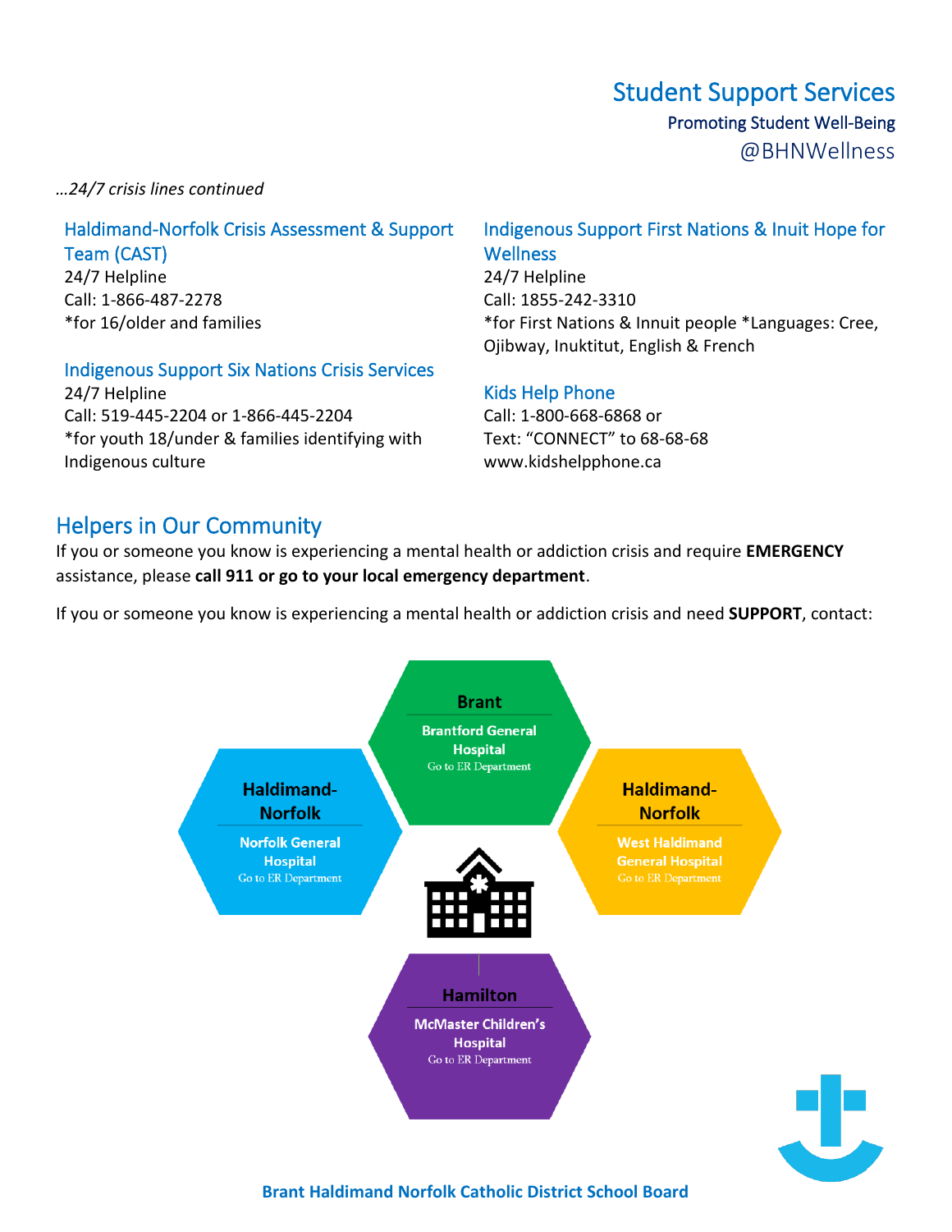# Student Support Services

Promoting Student Well-Being

@BHNWellness

*…24/7 crisis lines continued*

### Haldimand-Norfolk Crisis Assessment & Support Team (CAST)

24/7 Helpline
Call: 1-866-487-2278
*for 16/older and families

### Indigenous Support Six Nations Crisis Services

24/7 Helpline
Call: 519-445-2204 or 1-866-445-2204
*for youth 18/under & families identifying with Indigenous culture

### Indigenous Support First Nations & Inuit Hope for Wellness

24/7 Helpline
Call: 1855-242-3310
*for First Nations & Innuit people *Languages: Cree, Ojibway, Inuktitut, English & French

### Kids Help Phone

Call: 1-800-668-6868 or
Text: "CONNECT" to 68-68-68
www.kidshelpphone.ca

## Helpers in Our Community

If you or someone you know is experiencing a mental health or addiction crisis and require **EMERGENCY** assistance, please **call 911 or go to your local emergency department**.

If you or someone you know is experiencing a mental health or addiction crisis and need **SUPPORT**, contact:

**Brant**
Brantford General Hospital
Go to ER Department

**Haldimand-Norfolk**
Norfolk General Hospital
Go to ER Department

**Haldimand-Norfolk**
West Haldimand General Hospital
Go to ER Department

**Hamilton**
McMaster Children's Hospital
Go to ER Department

**Brant Haldimand Norfolk Catholic District School Board**